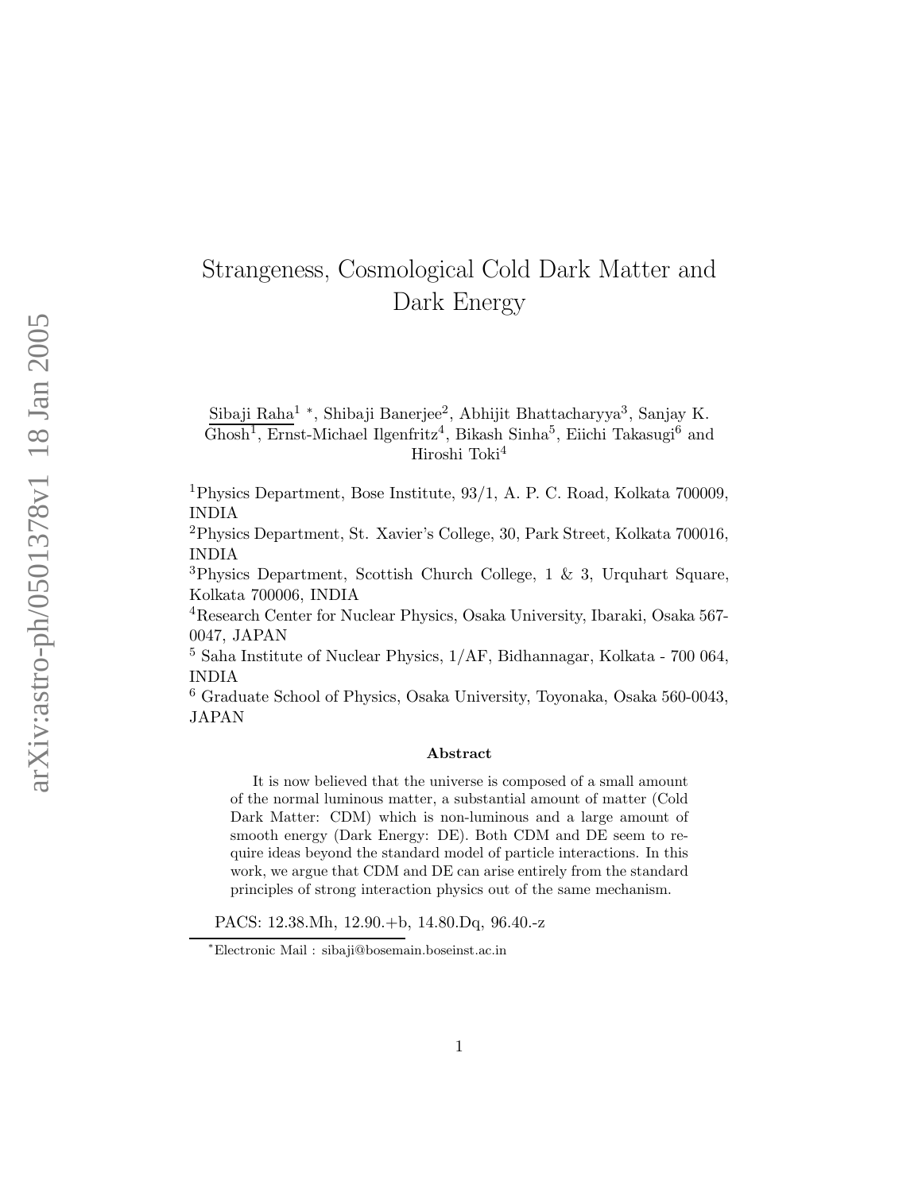# Strangeness, Cosmological Cold Dark Matter and Dark Energy

Sibaji Raha[1] *, Shibaji Banerjee[2], Abhijit Bhattacharyya[3], Sanjay K. Ghosh[1], Ernst-Michael Ilgenfritz[4], Bikash Sinha[5], Eiichi Takasugi[6] and Hiroshi Toki[4]

[1]Physics Department, Bose Institute, 93/1, A. P. C. Road, Kolkata 700009, INDIA

[2]Physics Department, St. Xavier's College, 30, Park Street, Kolkata 700016, INDIA

[3]Physics Department, Scottish Church College, 1 & 3, Urquhart Square, Kolkata 700006, INDIA

[4]Research Center for Nuclear Physics, Osaka University, Ibaraki, Osaka 567-0047, JAPAN

[5] Saha Institute of Nuclear Physics, 1/AF, Bidhannagar, Kolkata - 700 064, INDIA

[6] Graduate School of Physics, Osaka University, Toyonaka, Osaka 560-0043, JAPAN

### Abstract

It is now believed that the universe is composed of a small amount of the normal luminous matter, a substantial amount of matter (Cold Dark Matter: CDM) which is non-luminous and a large amount of smooth energy (Dark Energy: DE). Both CDM and DE seem to require ideas beyond the standard model of particle interactions. In this work, we argue that CDM and DE can arise entirely from the standard principles of strong interaction physics out of the same mechanism.

PACS: 12.38.Mh, 12.90.+b, 14.80.Dq, 96.40.-z

*Electronic Mail : sibaji@bosemain.boseinst.ac.in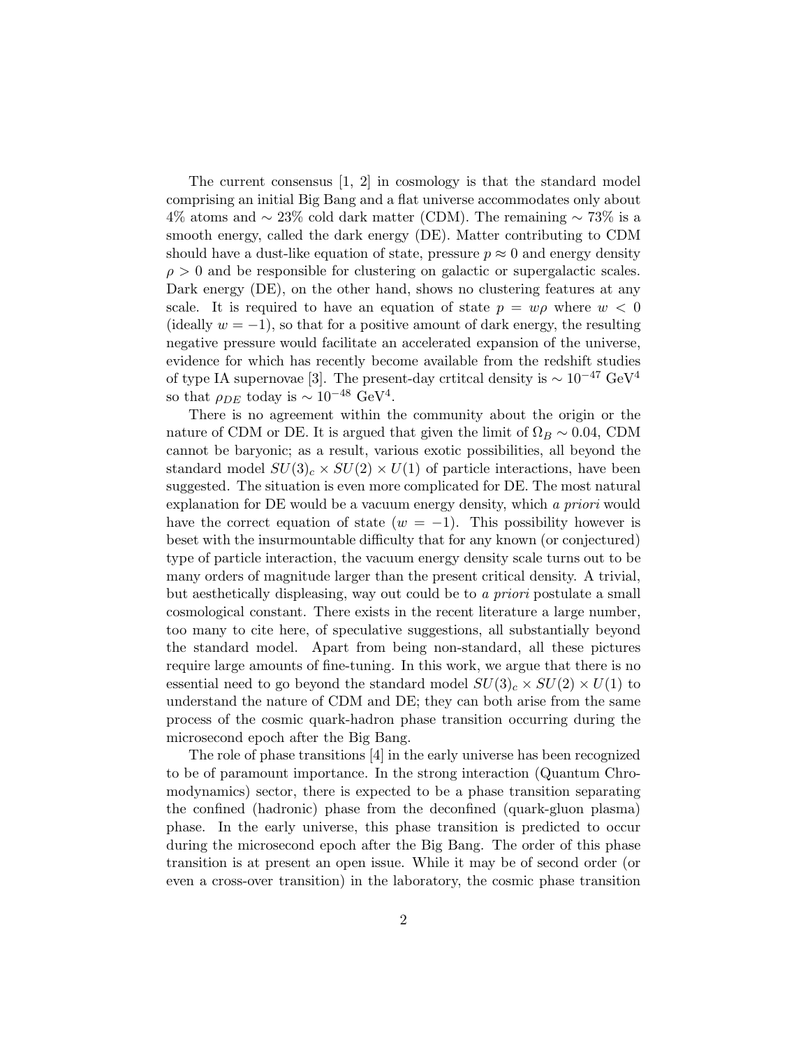The current consensus [1, 2] in cosmology is that the standard model comprising an initial Big Bang and a flat universe accommodates only about 4% atoms and $\sim 23\%$ cold dark matter (CDM). The remaining $\sim 73\%$ is a smooth energy, called the dark energy (DE). Matter contributing to CDM should have a dust-like equation of state, pressure $p \approx 0$ and energy density $\rho > 0$ and be responsible for clustering on galactic or supergalactic scales. Dark energy (DE), on the other hand, shows no clustering features at any scale. It is required to have an equation of state $p = w\rho$ where $w < 0$ (ideally $w = -1$), so that for a positive amount of dark energy, the resulting negative pressure would facilitate an accelerated expansion of the universe, evidence for which has recently become available from the redshift studies of type IA supernovae [3]. The present-day crtitcal density is $\sim 10^{-47}$ GeV$^4$ so that $\rho_{DE}$ today is $\sim 10^{-48}$ GeV$^4$.

There is no agreement within the community about the origin or the nature of CDM or DE. It is argued that given the limit of $\Omega_B \sim 0.04$, CDM cannot be baryonic; as a result, various exotic possibilities, all beyond the standard model $SU(3)_c \times SU(2) \times U(1)$ of particle interactions, have been suggested. The situation is even more complicated for DE. The most natural explanation for DE would be a vacuum energy density, which *a priori* would have the correct equation of state ($w = -1$). This possibility however is beset with the insurmountable difficulty that for any known (or conjectured) type of particle interaction, the vacuum energy density scale turns out to be many orders of magnitude larger than the present critical density. A trivial, but aesthetically displeasing, way out could be to *a priori* postulate a small cosmological constant. There exists in the recent literature a large number, too many to cite here, of speculative suggestions, all substantially beyond the standard model. Apart from being non-standard, all these pictures require large amounts of fine-tuning. In this work, we argue that there is no essential need to go beyond the standard model $SU(3)_c \times SU(2) \times U(1)$ to understand the nature of CDM and DE; they can both arise from the same process of the cosmic quark-hadron phase transition occurring during the microsecond epoch after the Big Bang.

The role of phase transitions [4] in the early universe has been recognized to be of paramount importance. In the strong interaction (Quantum Chromodynamics) sector, there is expected to be a phase transition separating the confined (hadronic) phase from the deconfined (quark-gluon plasma) phase. In the early universe, this phase transition is predicted to occur during the microsecond epoch after the Big Bang. The order of this phase transition is at present an open issue. While it may be of second order (or even a cross-over transition) in the laboratory, the cosmic phase transition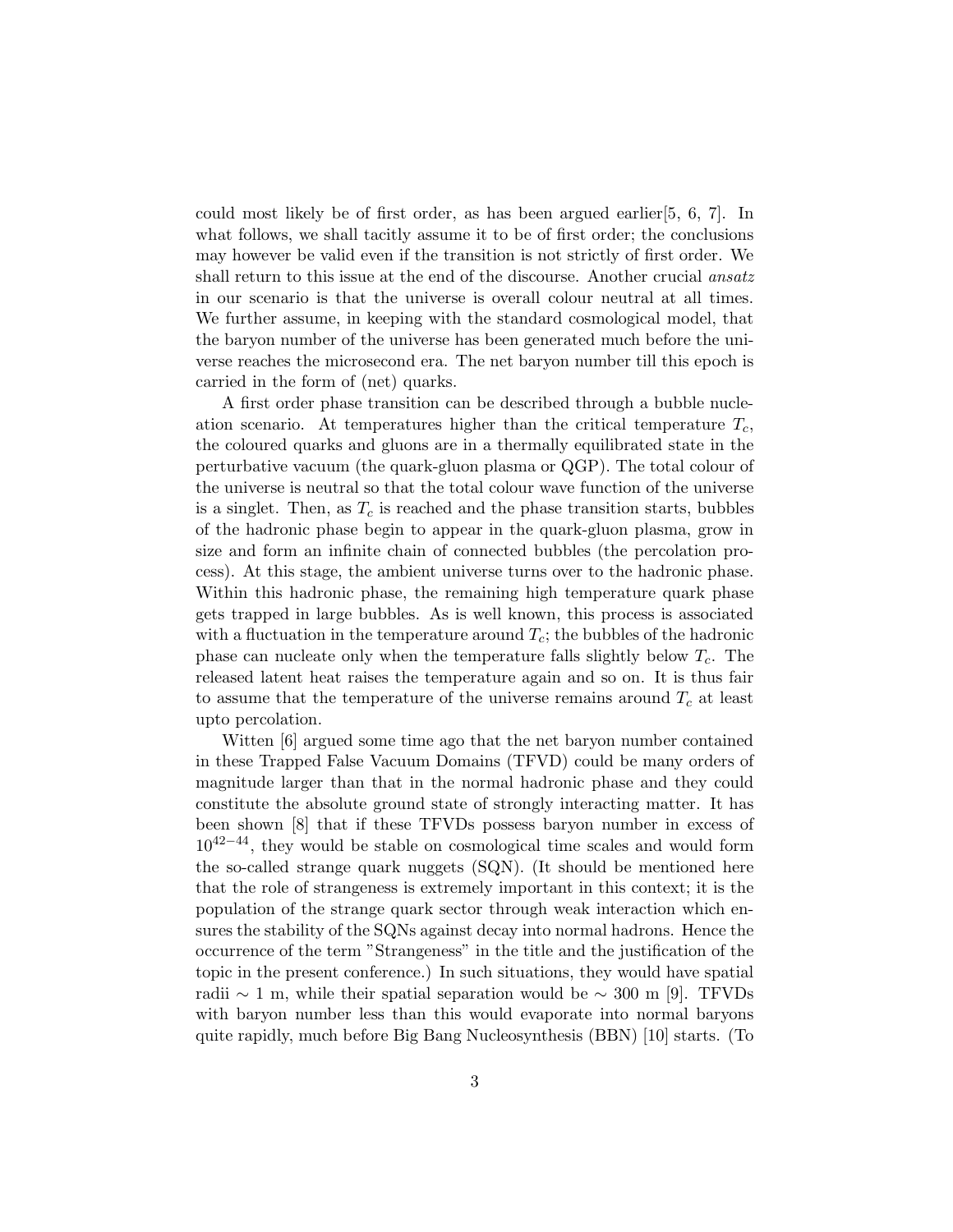could most likely be of first order, as has been argued earlier[5, 6, 7]. In what follows, we shall tacitly assume it to be of first order; the conclusions may however be valid even if the transition is not strictly of first order. We shall return to this issue at the end of the discourse. Another crucial *ansatz* in our scenario is that the universe is overall colour neutral at all times. We further assume, in keeping with the standard cosmological model, that the baryon number of the universe has been generated much before the universe reaches the microsecond era. The net baryon number till this epoch is carried in the form of (net) quarks.

A first order phase transition can be described through a bubble nucleation scenario. At temperatures higher than the critical temperature $T_c$, the coloured quarks and gluons are in a thermally equilibrated state in the perturbative vacuum (the quark-gluon plasma or QGP). The total colour of the universe is neutral so that the total colour wave function of the universe is a singlet. Then, as $T_c$ is reached and the phase transition starts, bubbles of the hadronic phase begin to appear in the quark-gluon plasma, grow in size and form an infinite chain of connected bubbles (the percolation process). At this stage, the ambient universe turns over to the hadronic phase. Within this hadronic phase, the remaining high temperature quark phase gets trapped in large bubbles. As is well known, this process is associated with a fluctuation in the temperature around $T_c$; the bubbles of the hadronic phase can nucleate only when the temperature falls slightly below $T_c$. The released latent heat raises the temperature again and so on. It is thus fair to assume that the temperature of the universe remains around $T_c$ at least upto percolation.

Witten [6] argued some time ago that the net baryon number contained in these Trapped False Vacuum Domains (TFVD) could be many orders of magnitude larger than that in the normal hadronic phase and they could constitute the absolute ground state of strongly interacting matter. It has been shown [8] that if these TFVDs possess baryon number in excess of $10^{42-44}$, they would be stable on cosmological time scales and would form the so-called strange quark nuggets (SQN). (It should be mentioned here that the role of strangeness is extremely important in this context; it is the population of the strange quark sector through weak interaction which ensures the stability of the SQNs against decay into normal hadrons. Hence the occurrence of the term "Strangeness" in the title and the justification of the topic in the present conference.) In such situations, they would have spatial radii $\sim 1$ m, while their spatial separation would be $\sim 300$ m [9]. TFVDs with baryon number less than this would evaporate into normal baryons quite rapidly, much before Big Bang Nucleosynthesis (BBN) [10] starts. (To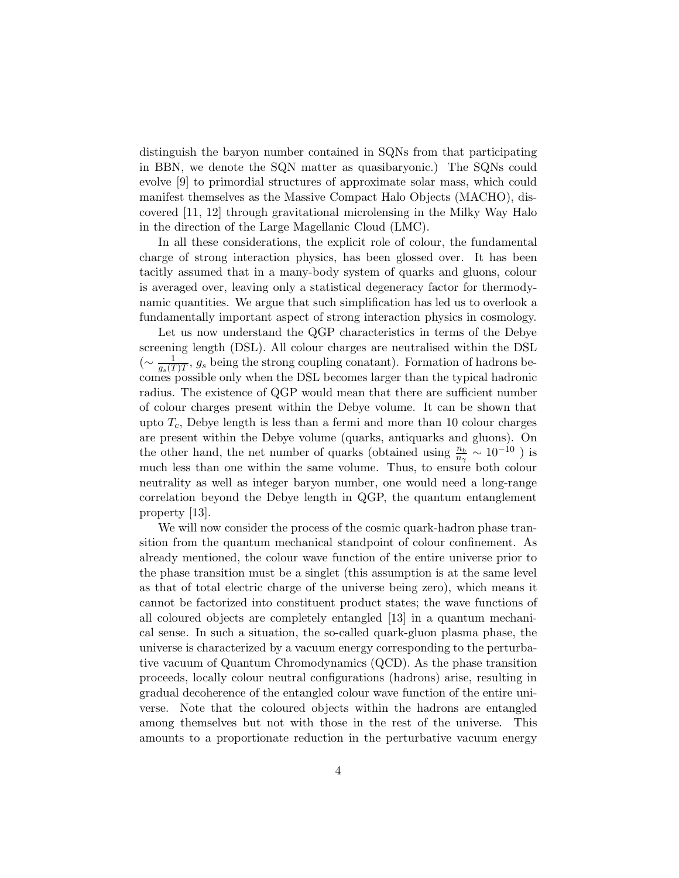distinguish the baryon number contained in SQNs from that participating in BBN, we denote the SQN matter as quasibaryonic.) The SQNs could evolve [9] to primordial structures of approximate solar mass, which could manifest themselves as the Massive Compact Halo Objects (MACHO), discovered [11, 12] through gravitational microlensing in the Milky Way Halo in the direction of the Large Magellanic Cloud (LMC).

In all these considerations, the explicit role of colour, the fundamental charge of strong interaction physics, has been glossed over. It has been tacitly assumed that in a many-body system of quarks and gluons, colour is averaged over, leaving only a statistical degeneracy factor for thermodynamic quantities. We argue that such simplification has led us to overlook a fundamentally important aspect of strong interaction physics in cosmology.

Let us now understand the QGP characteristics in terms of the Debye screening length (DSL). All colour charges are neutralised within the DSL ($\sim \frac{1}{g_s(T)T}$, $g_s$ being the strong coupling conatant). Formation of hadrons becomes possible only when the DSL becomes larger than the typical hadronic radius. The existence of QGP would mean that there are sufficient number of colour charges present within the Debye volume. It can be shown that upto $T_c$, Debye length is less than a fermi and more than 10 colour charges are present within the Debye volume (quarks, antiquarks and gluons). On the other hand, the net number of quarks (obtained using $\frac{n_b}{n_\gamma} \sim 10^{-10}$ ) is much less than one within the same volume. Thus, to ensure both colour neutrality as well as integer baryon number, one would need a long-range correlation beyond the Debye length in QGP, the quantum entanglement property [13].

We will now consider the process of the cosmic quark-hadron phase transition from the quantum mechanical standpoint of colour confinement. As already mentioned, the colour wave function of the entire universe prior to the phase transition must be a singlet (this assumption is at the same level as that of total electric charge of the universe being zero), which means it cannot be factorized into constituent product states; the wave functions of all coloured objects are completely entangled [13] in a quantum mechanical sense. In such a situation, the so-called quark-gluon plasma phase, the universe is characterized by a vacuum energy corresponding to the perturbative vacuum of Quantum Chromodynamics (QCD). As the phase transition proceeds, locally colour neutral configurations (hadrons) arise, resulting in gradual decoherence of the entangled colour wave function of the entire universe. Note that the coloured objects within the hadrons are entangled among themselves but not with those in the rest of the universe. This amounts to a proportionate reduction in the perturbative vacuum energy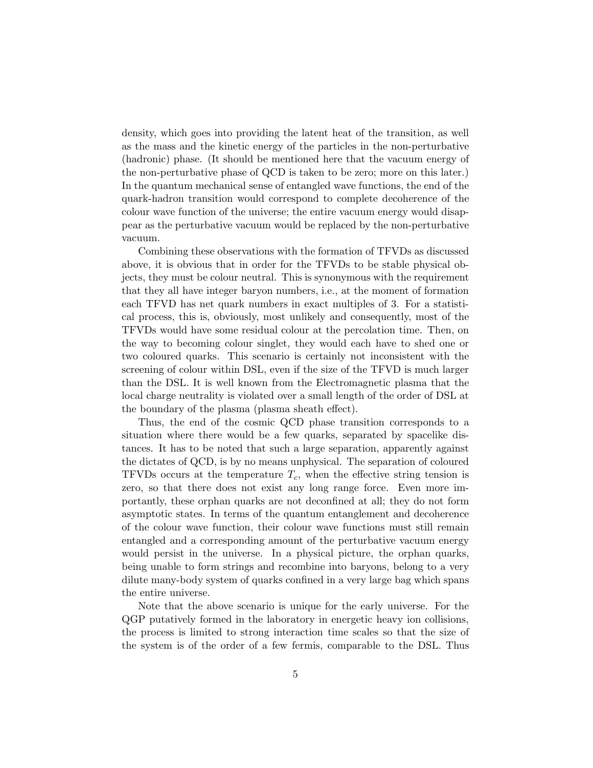density, which goes into providing the latent heat of the transition, as well as the mass and the kinetic energy of the particles in the non-perturbative (hadronic) phase. (It should be mentioned here that the vacuum energy of the non-perturbative phase of QCD is taken to be zero; more on this later.) In the quantum mechanical sense of entangled wave functions, the end of the quark-hadron transition would correspond to complete decoherence of the colour wave function of the universe; the entire vacuum energy would disappear as the perturbative vacuum would be replaced by the non-perturbative vacuum.

Combining these observations with the formation of TFVDs as discussed above, it is obvious that in order for the TFVDs to be stable physical objects, they must be colour neutral. This is synonymous with the requirement that they all have integer baryon numbers, i.e., at the moment of formation each TFVD has net quark numbers in exact multiples of 3. For a statistical process, this is, obviously, most unlikely and consequently, most of the TFVDs would have some residual colour at the percolation time. Then, on the way to becoming colour singlet, they would each have to shed one or two coloured quarks. This scenario is certainly not inconsistent with the screening of colour within DSL, even if the size of the TFVD is much larger than the DSL. It is well known from the Electromagnetic plasma that the local charge neutrality is violated over a small length of the order of DSL at the boundary of the plasma (plasma sheath effect).

Thus, the end of the cosmic QCD phase transition corresponds to a situation where there would be a few quarks, separated by spacelike distances. It has to be noted that such a large separation, apparently against the dictates of QCD, is by no means unphysical. The separation of coloured TFVDs occurs at the temperature $T_c$, when the effective string tension is zero, so that there does not exist any long range force. Even more importantly, these orphan quarks are not deconfined at all; they do not form asymptotic states. In terms of the quantum entanglement and decoherence of the colour wave function, their colour wave functions must still remain entangled and a corresponding amount of the perturbative vacuum energy would persist in the universe. In a physical picture, the orphan quarks, being unable to form strings and recombine into baryons, belong to a very dilute many-body system of quarks confined in a very large bag which spans the entire universe.

Note that the above scenario is unique for the early universe. For the QGP putatively formed in the laboratory in energetic heavy ion collisions, the process is limited to strong interaction time scales so that the size of the system is of the order of a few fermis, comparable to the DSL. Thus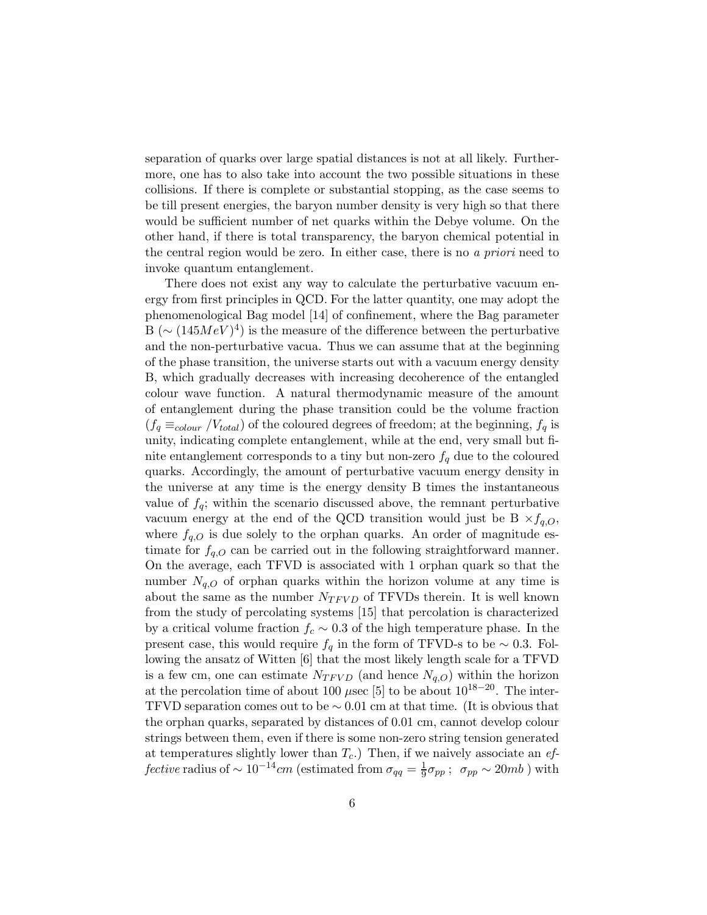separation of quarks over large spatial distances is not at all likely. Furthermore, one has to also take into account the two possible situations in these collisions. If there is complete or substantial stopping, as the case seems to be till present energies, the baryon number density is very high so that there would be sufficient number of net quarks within the Debye volume. On the other hand, if there is total transparency, the baryon chemical potential in the central region would be zero. In either case, there is no *a priori* need to invoke quantum entanglement.

There does not exist any way to calculate the perturbative vacuum energy from first principles in QCD. For the latter quantity, one may adopt the phenomenological Bag model [14] of confinement, where the Bag parameter B ($\sim (145MeV)^4$) is the measure of the difference between the perturbative and the non-perturbative vacua. Thus we can assume that at the beginning of the phase transition, the universe starts out with a vacuum energy density B, which gradually decreases with increasing decoherence of the entangled colour wave function. A natural thermodynamic measure of the amount of entanglement during the phase transition could be the volume fraction ($f_q \equiv_{colour} /V_{total}$) of the coloured degrees of freedom; at the beginning, $f_q$ is unity, indicating complete entanglement, while at the end, very small but finite entanglement corresponds to a tiny but non-zero $f_q$ due to the coloured quarks. Accordingly, the amount of perturbative vacuum energy density in the universe at any time is the energy density B times the instantaneous value of $f_q$; within the scenario discussed above, the remnant perturbative vacuum energy at the end of the QCD transition would just be B $\times f_{q,O}$, where $f_{q,O}$ is due solely to the orphan quarks. An order of magnitude estimate for $f_{q,O}$ can be carried out in the following straightforward manner. On the average, each TFVD is associated with 1 orphan quark so that the number $N_{q,O}$ of orphan quarks within the horizon volume at any time is about the same as the number $N_{TFVD}$ of TFVDs therein. It is well known from the study of percolating systems [15] that percolation is characterized by a critical volume fraction $f_c \sim 0.3$ of the high temperature phase. In the present case, this would require $f_q$ in the form of TFVD-s to be $\sim 0.3$. Following the ansatz of Witten [6] that the most likely length scale for a TFVD is a few cm, one can estimate $N_{TFVD}$ (and hence $N_{q,O}$) within the horizon at the percolation time of about 100 $\mu$sec [5] to be about $10^{18-20}$. The inter-TFVD separation comes out to be $\sim 0.01$ cm at that time. (It is obvious that the orphan quarks, separated by distances of 0.01 cm, cannot develop colour strings between them, even if there is some non-zero string tension generated at temperatures slightly lower than $T_c$.) Then, if we naively associate an *effective* radius of $\sim 10^{-14} cm$ (estimated from $\sigma_{qq} = \frac{1}{9}\sigma_{pp}$ ; $\sigma_{pp} \sim 20mb$ ) with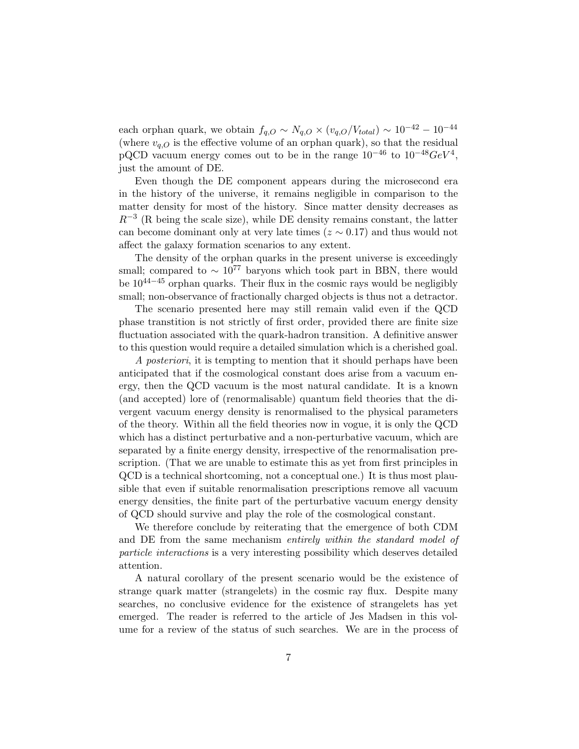each orphan quark, we obtain $f_{q,O} \sim N_{q,O} \times (v_{q,O}/V_{total}) \sim 10^{-42} - 10^{-44}$ (where $v_{q,O}$ is the effective volume of an orphan quark), so that the residual pQCD vacuum energy comes out to be in the range $10^{-46}$ to $10^{-48} GeV^4$, just the amount of DE.

Even though the DE component appears during the microsecond era in the history of the universe, it remains negligible in comparison to the matter density for most of the history. Since matter density decreases as $R^{-3}$ (R being the scale size), while DE density remains constant, the latter can become dominant only at very late times ($z \sim 0.17$) and thus would not affect the galaxy formation scenarios to any extent.

The density of the orphan quarks in the present universe is exceedingly small; compared to $\sim 10^{77}$ baryons which took part in BBN, there would be $10^{44-45}$ orphan quarks. Their flux in the cosmic rays would be negligibly small; non-observance of fractionally charged objects is thus not a detractor.

The scenario presented here may still remain valid even if the QCD phase transtition is not strictly of first order, provided there are finite size fluctuation associated with the quark-hadron transition. A definitive answer to this question would require a detailed simulation which is a cherished goal.

*A posteriori*, it is tempting to mention that it should perhaps have been anticipated that if the cosmological constant does arise from a vacuum energy, then the QCD vacuum is the most natural candidate. It is a known (and accepted) lore of (renormalisable) quantum field theories that the divergent vacuum energy density is renormalised to the physical parameters of the theory. Within all the field theories now in vogue, it is only the QCD which has a distinct perturbative and a non-perturbative vacuum, which are separated by a finite energy density, irrespective of the renormalisation prescription. (That we are unable to estimate this as yet from first principles in QCD is a technical shortcoming, not a conceptual one.) It is thus most plausible that even if suitable renormalisation prescriptions remove all vacuum energy densities, the finite part of the perturbative vacuum energy density of QCD should survive and play the role of the cosmological constant.

We therefore conclude by reiterating that the emergence of both CDM and DE from the same mechanism *entirely within the standard model of particle interactions* is a very interesting possibility which deserves detailed attention.

A natural corollary of the present scenario would be the existence of strange quark matter (strangelets) in the cosmic ray flux. Despite many searches, no conclusive evidence for the existence of strangelets has yet emerged. The reader is referred to the article of Jes Madsen in this volume for a review of the status of such searches. We are in the process of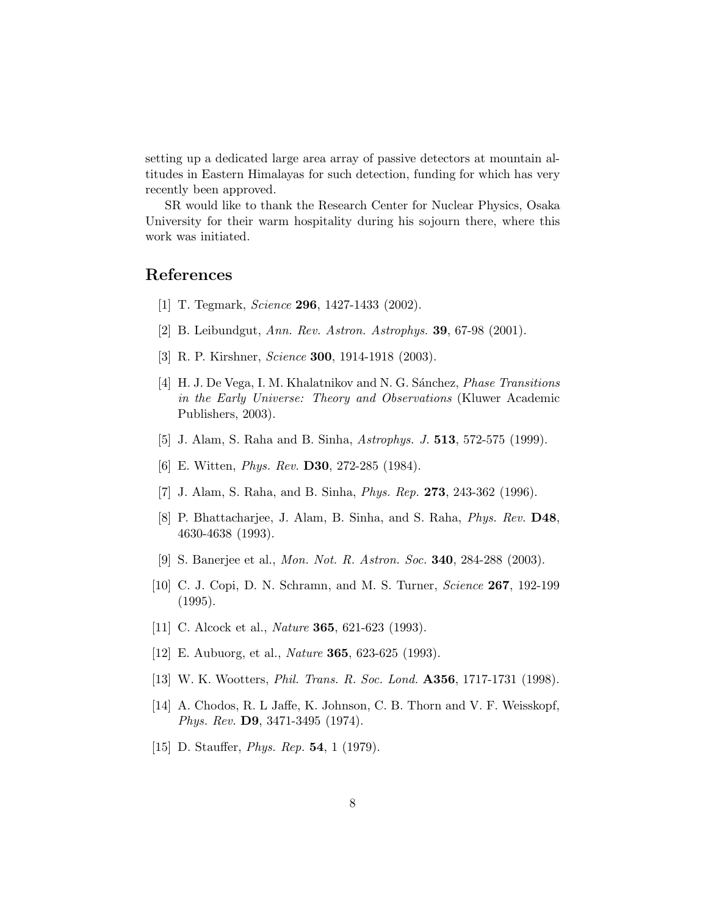setting up a dedicated large area array of passive detectors at mountain altitudes in Eastern Himalayas for such detection, funding for which has very recently been approved.

SR would like to thank the Research Center for Nuclear Physics, Osaka University for their warm hospitality during his sojourn there, where this work was initiated.

## References

[1] T. Tegmark, *Science* **296**, 1427-1433 (2002).

[2] B. Leibundgut, *Ann. Rev. Astron. Astrophys.* **39**, 67-98 (2001).

[3] R. P. Kirshner, *Science* **300**, 1914-1918 (2003).

[4] H. J. De Vega, I. M. Khalatnikov and N. G. Sánchez, *Phase Transitions in the Early Universe: Theory and Observations* (Kluwer Academic Publishers, 2003).

[5] J. Alam, S. Raha and B. Sinha, *Astrophys. J.* **513**, 572-575 (1999).

[6] E. Witten, *Phys. Rev.* **D30**, 272-285 (1984).

[7] J. Alam, S. Raha, and B. Sinha, *Phys. Rep.* **273**, 243-362 (1996).

[8] P. Bhattacharjee, J. Alam, B. Sinha, and S. Raha, *Phys. Rev.* **D48**, 4630-4638 (1993).

[9] S. Banerjee et al., *Mon. Not. R. Astron. Soc.* **340**, 284-288 (2003).

[10] C. J. Copi, D. N. Schramn, and M. S. Turner, *Science* **267**, 192-199 (1995).

[11] C. Alcock et al., *Nature* **365**, 621-623 (1993).

[12] E. Aubuorg, et al., *Nature* **365**, 623-625 (1993).

[13] W. K. Wootters, *Phil. Trans. R. Soc. Lond.* **A356**, 1717-1731 (1998).

[14] A. Chodos, R. L Jaffe, K. Johnson, C. B. Thorn and V. F. Weisskopf, *Phys. Rev.* **D9**, 3471-3495 (1974).

[15] D. Stauffer, *Phys. Rep.* **54**, 1 (1979).